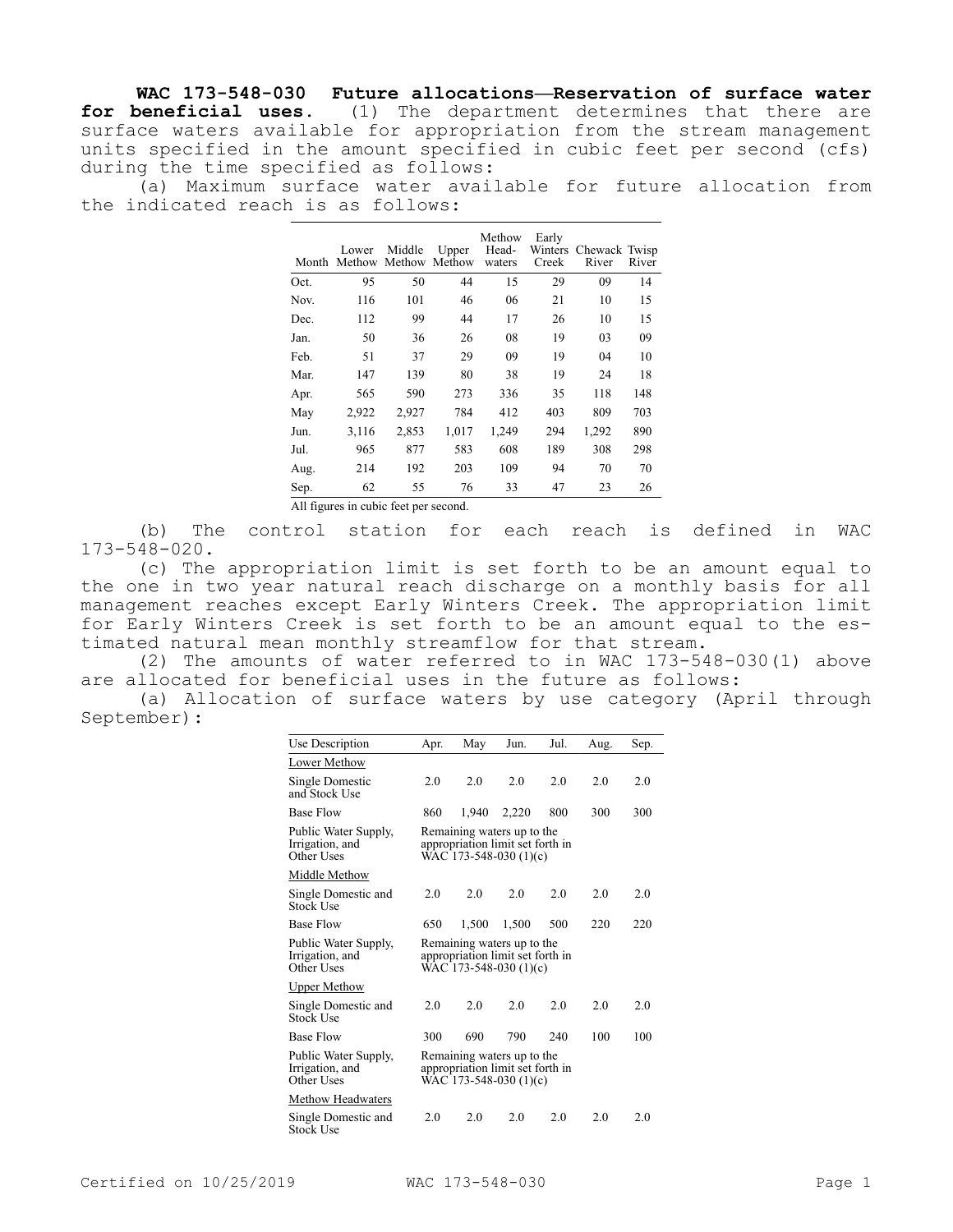**WAC 173-548-030 Future allocations—Reservation of surface water for beneficial uses.** (1) The department determines that there are surface waters available for appropriation from the stream management units specified in the amount specified in cubic feet per second (cfs) during the time specified as follows:

(a) Maximum surface water available for future allocation from the indicated reach is as follows:

| Month | Lower Methow | Middle Methow | Upper Methow | Methow Head-waters | Early Winters Creek | Chewack River | Twisp River |
|---|---|---|---|---|---|---|---|
| Oct. | 95 | 50 | 44 | 15 | 29 | 09 | 14 |
| Nov. | 116 | 101 | 46 | 06 | 21 | 10 | 15 |
| Dec. | 112 | 99 | 44 | 17 | 26 | 10 | 15 |
| Jan. | 50 | 36 | 26 | 08 | 19 | 03 | 09 |
| Feb. | 51 | 37 | 29 | 09 | 19 | 04 | 10 |
| Mar. | 147 | 139 | 80 | 38 | 19 | 24 | 18 |
| Apr. | 565 | 590 | 273 | 336 | 35 | 118 | 148 |
| May | 2,922 | 2,927 | 784 | 412 | 403 | 809 | 703 |
| Jun. | 3,116 | 2,853 | 1,017 | 1,249 | 294 | 1,292 | 890 |
| Jul. | 965 | 877 | 583 | 608 | 189 | 308 | 298 |
| Aug. | 214 | 192 | 203 | 109 | 94 | 70 | 70 |
| Sep. | 62 | 55 | 76 | 33 | 47 | 23 | 26 |

All figures in cubic feet per second.

(b) The control station for each reach is defined in WAC 173-548-020.

(c) The appropriation limit is set forth to be an amount equal to the one in two year natural reach discharge on a monthly basis for all management reaches except Early Winters Creek. The appropriation limit for Early Winters Creek is set forth to be an amount equal to the estimated natural mean monthly streamflow for that stream.

(2) The amounts of water referred to in WAC 173-548-030(1) above are allocated for beneficial uses in the future as follows:

(a) Allocation of surface waters by use category (April through September):

| Use Description | Apr. | May | Jun. | Jul. | Aug. | Sep. |
|---|---|---|---|---|---|---|
| Lower Methow | | | | | | |
| Single Domestic and Stock Use | 2.0 | 2.0 | 2.0 | 2.0 | 2.0 | 2.0 |
| Base Flow | 860 | 1,940 | 2,220 | 800 | 300 | 300 |
| Public Water Supply, Irrigation, and Other Uses | Remaining waters up to the appropriation limit set forth in WAC 173-548-030 (1)(c) | | | | | |
| Middle Methow | | | | | | |
| Single Domestic and Stock Use | 2.0 | 2.0 | 2.0 | 2.0 | 2.0 | 2.0 |
| Base Flow | 650 | 1,500 | 1,500 | 500 | 220 | 220 |
| Public Water Supply, Irrigation, and Other Uses | Remaining waters up to the appropriation limit set forth in WAC 173-548-030 (1)(c) | | | | | |
| Upper Methow | | | | | | |
| Single Domestic and Stock Use | 2.0 | 2.0 | 2.0 | 2.0 | 2.0 | 2.0 |
| Base Flow | 300 | 690 | 790 | 240 | 100 | 100 |
| Public Water Supply, Irrigation, and Other Uses | Remaining waters up to the appropriation limit set forth in WAC 173-548-030 (1)(c) | | | | | |
| Methow Headwaters | | | | | | |
| Single Domestic and Stock Use | 2.0 | 2.0 | 2.0 | 2.0 | 2.0 | 2.0 |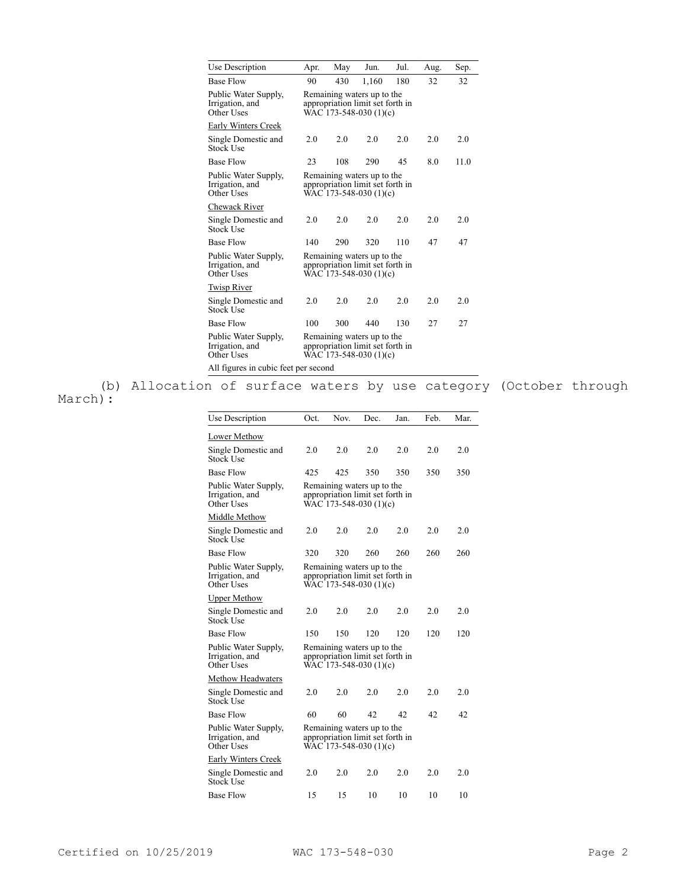| Use Description | Apr. | May | Jun. | Jul. | Aug. | Sep. |
|---|---|---|---|---|---|---|
| Base Flow | 90 | 430 | 1,160 | 180 | 32 | 32 |
| Public Water Supply, Irrigation, and Other Uses | Remaining waters up to the appropriation limit set forth in WAC 173-548-030 (1)(c) | | | | | |
| Early Winters Creek | | | | | | |
| Single Domestic and Stock Use | 2.0 | 2.0 | 2.0 | 2.0 | 2.0 | 2.0 |
| Base Flow | 23 | 108 | 290 | 45 | 8.0 | 11.0 |
| Public Water Supply, Irrigation, and Other Uses | Remaining waters up to the appropriation limit set forth in WAC 173-548-030 (1)(c) | | | | | |
| Chewack River | | | | | | |
| Single Domestic and Stock Use | 2.0 | 2.0 | 2.0 | 2.0 | 2.0 | 2.0 |
| Base Flow | 140 | 290 | 320 | 110 | 47 | 47 |
| Public Water Supply, Irrigation, and Other Uses | Remaining waters up to the appropriation limit set forth in WAC 173-548-030 (1)(c) | | | | | |
| Twisp River | | | | | | |
| Single Domestic and Stock Use | 2.0 | 2.0 | 2.0 | 2.0 | 2.0 | 2.0 |
| Base Flow | 100 | 300 | 440 | 130 | 27 | 27 |
| Public Water Supply, Irrigation, and Other Uses | Remaining waters up to the appropriation limit set forth in WAC 173-548-030 (1)(c) | | | | | |

All figures in cubic feet per second

(b) Allocation of surface waters by use category (October through March):

| Use Description | Oct. | Nov. | Dec. | Jan. | Feb. | Mar. |
|---|---|---|---|---|---|---|
| Lower Methow | | | | | | |
| Single Domestic and Stock Use | 2.0 | 2.0 | 2.0 | 2.0 | 2.0 | 2.0 |
| Base Flow | 425 | 425 | 350 | 350 | 350 | 350 |
| Public Water Supply, Irrigation, and Other Uses | Remaining waters up to the appropriation limit set forth in WAC 173-548-030 (1)(c) | | | | | |
| Middle Methow | | | | | | |
| Single Domestic and Stock Use | 2.0 | 2.0 | 2.0 | 2.0 | 2.0 | 2.0 |
| Base Flow | 320 | 320 | 260 | 260 | 260 | 260 |
| Public Water Supply, Irrigation, and Other Uses | Remaining waters up to the appropriation limit set forth in WAC 173-548-030 (1)(c) | | | | | |
| Upper Methow | | | | | | |
| Single Domestic and Stock Use | 2.0 | 2.0 | 2.0 | 2.0 | 2.0 | 2.0 |
| Base Flow | 150 | 150 | 120 | 120 | 120 | 120 |
| Public Water Supply, Irrigation, and Other Uses | Remaining waters up to the appropriation limit set forth in WAC 173-548-030 (1)(c) | | | | | |
| Methow Headwaters | | | | | | |
| Single Domestic and Stock Use | 2.0 | 2.0 | 2.0 | 2.0 | 2.0 | 2.0 |
| Base Flow | 60 | 60 | 42 | 42 | 42 | 42 |
| Public Water Supply, Irrigation, and Other Uses | Remaining waters up to the appropriation limit set forth in WAC 173-548-030 (1)(c) | | | | | |
| Early Winters Creek | | | | | | |
| Single Domestic and Stock Use | 2.0 | 2.0 | 2.0 | 2.0 | 2.0 | 2.0 |
| Base Flow | 15 | 15 | 10 | 10 | 10 | 10 |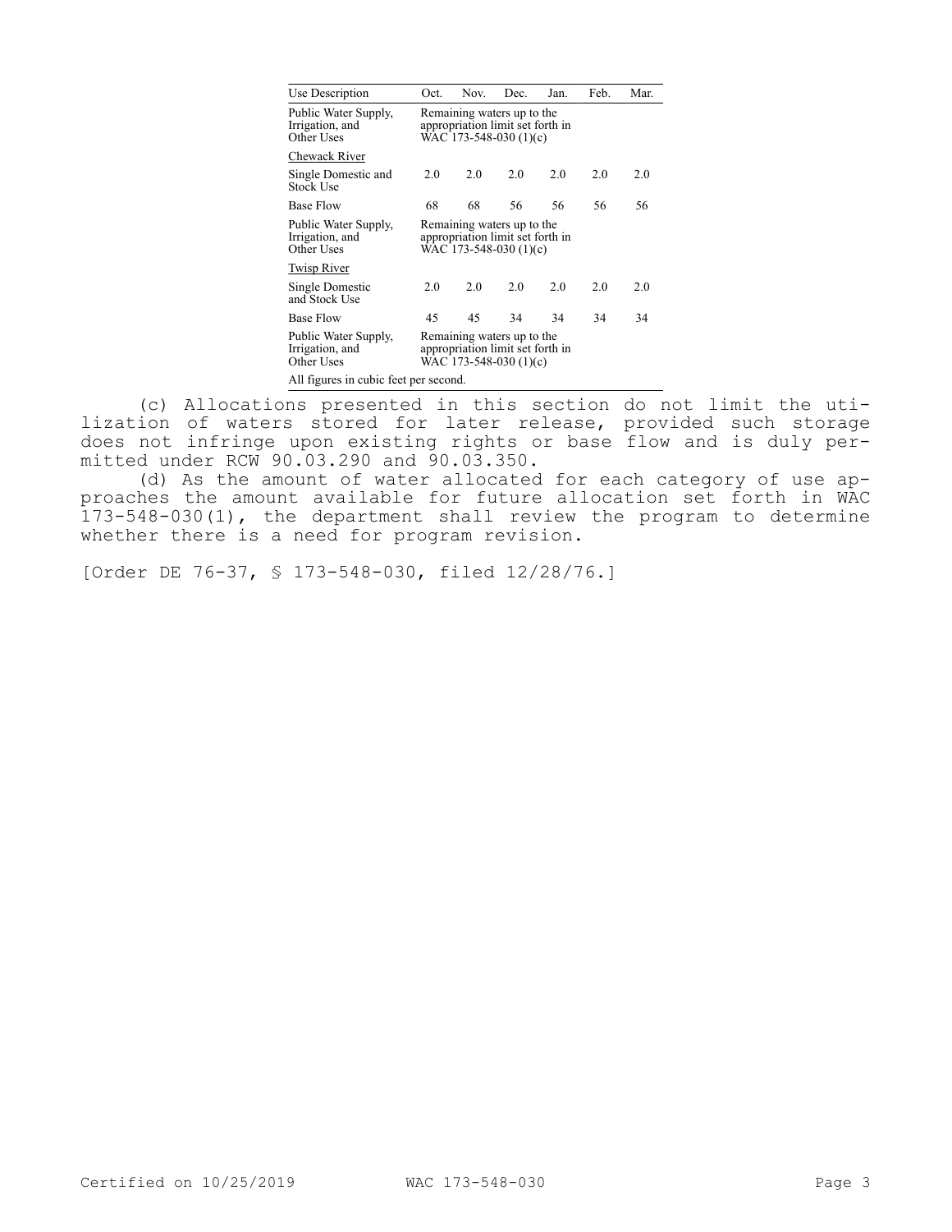| Use Description | Oct. | Nov. | Dec. | Jan. | Feb. | Mar. |
|---|---|---|---|---|---|---|
| Public Water Supply, Irrigation, and Other Uses | Remaining waters up to the appropriation limit set forth in WAC 173-548-030 (1)(c) | | | | | |
| Chewack River | | | | | | |
| Single Domestic and Stock Use | 2.0 | 2.0 | 2.0 | 2.0 | 2.0 | 2.0 |
| Base Flow | 68 | 68 | 56 | 56 | 56 | 56 |
| Public Water Supply, Irrigation, and Other Uses | Remaining waters up to the appropriation limit set forth in WAC 173-548-030 (1)(c) | | | | | |
| Twisp River | | | | | | |
| Single Domestic and Stock Use | 2.0 | 2.0 | 2.0 | 2.0 | 2.0 | 2.0 |
| Base Flow | 45 | 45 | 34 | 34 | 34 | 34 |
| Public Water Supply, Irrigation, and Other Uses | Remaining waters up to the appropriation limit set forth in WAC 173-548-030 (1)(c) | | | | | |

All figures in cubic feet per second.

(c) Allocations presented in this section do not limit the utilization of waters stored for later release, provided such storage does not infringe upon existing rights or base flow and is duly permitted under RCW 90.03.290 and 90.03.350.

(d) As the amount of water allocated for each category of use approaches the amount available for future allocation set forth in WAC 173-548-030(1), the department shall review the program to determine whether there is a need for program revision.

[Order DE 76-37, § 173-548-030, filed 12/28/76.]